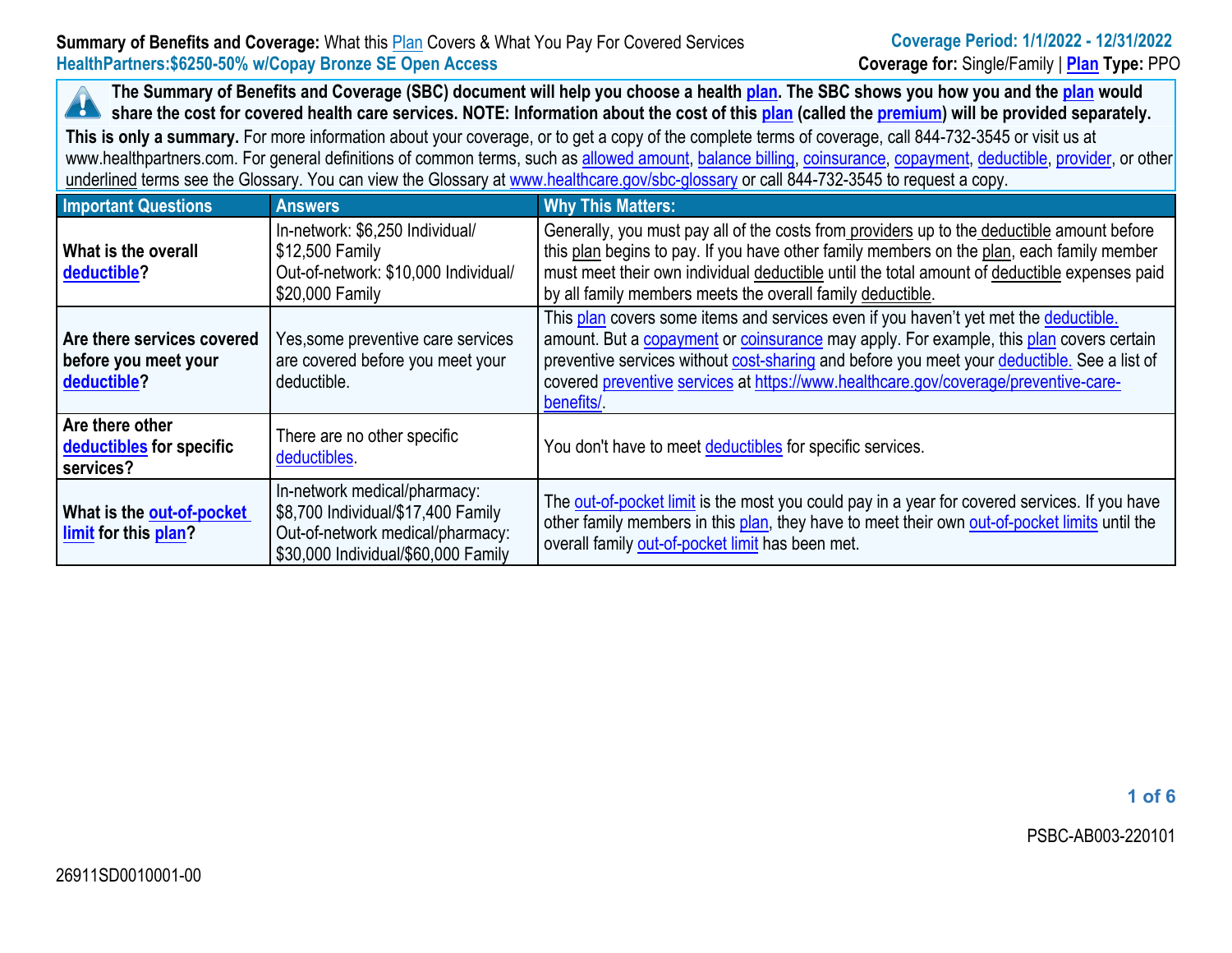**Summary of Benefits and Coverage:** What this Plan Covers & What You Pay For Covered Services
**HealthPartners:$6250-50% w/Copay Bronze SE Open Access**

**Coverage Period: 1/1/2022 - 12/31/2022**
**Coverage for:** Single/Family | **Plan Type:** PPO

**The Summary of Benefits and Coverage (SBC) document will help you choose a health plan. The SBC shows you how you and the plan would share the cost for covered health care services. NOTE: Information about the cost of this plan (called the premium) will be provided separately.**

**This is only a summary.** For more information about your coverage, or to get a copy of the complete terms of coverage, call 844-732-3545 or visit us at www.healthpartners.com. For general definitions of common terms, such as allowed amount, balance billing, coinsurance, copayment, deductible, provider, or other underlined terms see the Glossary. You can view the Glossary at www.healthcare.gov/sbc-glossary or call 844-732-3545 to request a copy.

| Important Questions | Answers | Why This Matters: |
|---|---|---|
| **What is the overall deductible?** | In-network: $6,250 Individual/ $12,500 Family<br>Out-of-network: $10,000 Individual/ $20,000 Family | Generally, you must pay all of the costs from providers up to the deductible amount before this plan begins to pay. If you have other family members on the plan, each family member must meet their own individual deductible until the total amount of deductible expenses paid by all family members meets the overall family deductible. |
| **Are there services covered before you meet your deductible?** | Yes,some preventive care services are covered before you meet your deductible. | This plan covers some items and services even if you haven't yet met the deductible. amount. But a copayment or coinsurance may apply. For example, this plan covers certain preventive services without cost-sharing and before you meet your deductible. See a list of covered preventive services at https://www.healthcare.gov/coverage/preventive-care-benefits/. |
| **Are there other deductibles for specific services?** | There are no other specific deductibles. | You don't have to meet deductibles for specific services. |
| **What is the out-of-pocket limit for this plan?** | In-network medical/pharmacy: $8,700 Individual/$17,400 Family<br>Out-of-network medical/pharmacy: $30,000 Individual/$60,000 Family | The out-of-pocket limit is the most you could pay in a year for covered services. If you have other family members in this plan, they have to meet their own out-of-pocket limits until the overall family out-of-pocket limit has been met. |

PSBC-AB003-220101

26911SD0010001-00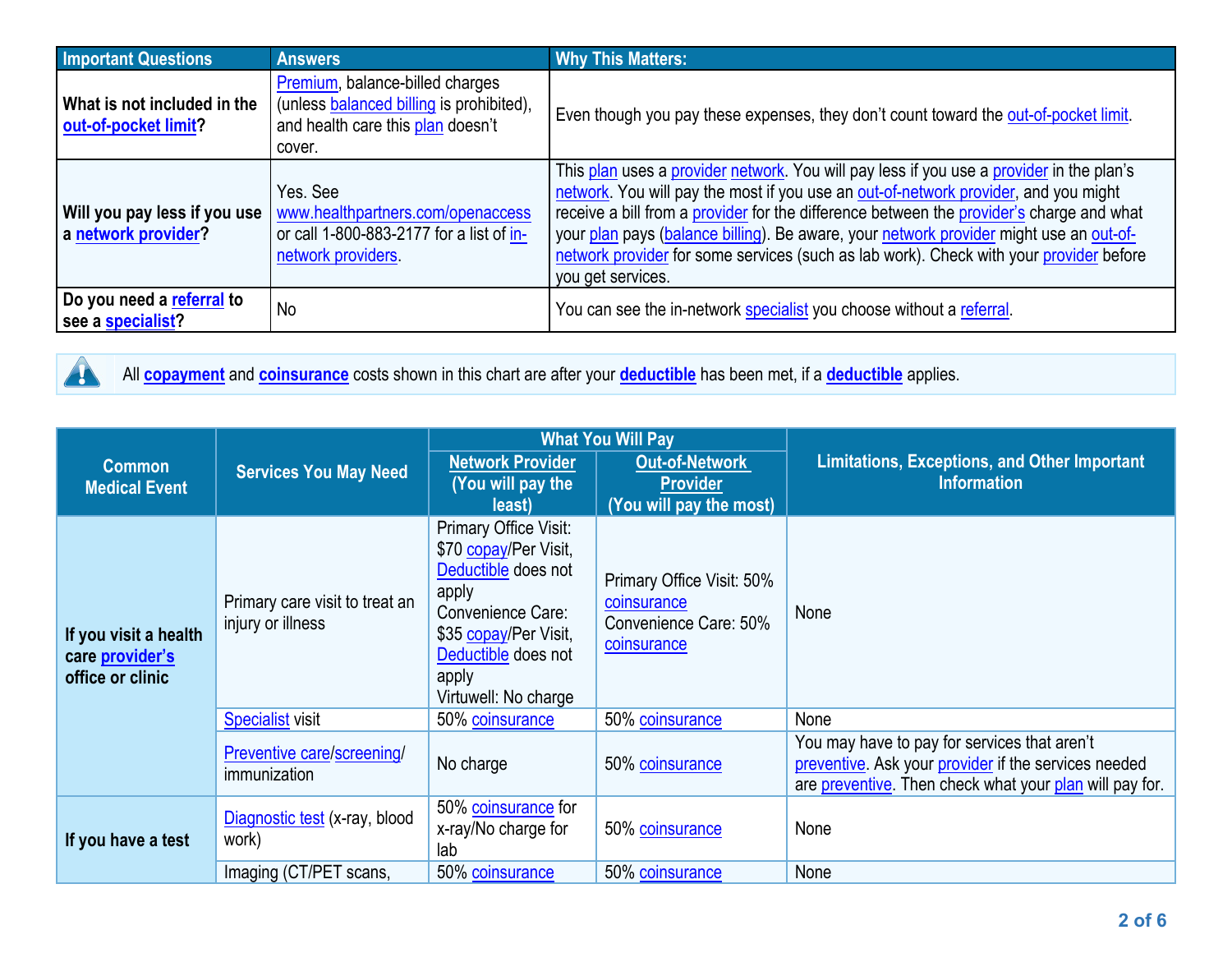| Important Questions | Answers | Why This Matters: |
|---|---|---|
| **What is not included in the out-of-pocket limit?** | Premium, balance-billed charges (unless balanced billing is prohibited), and health care this plan doesn't cover. | Even though you pay these expenses, they don't count toward the out-of-pocket limit. |
| **Will you pay less if you use a network provider?** | Yes. See www.healthpartners.com/openaccess or call 1-800-883-2177 for a list of in-network providers. | This plan uses a provider network. You will pay less if you use a provider in the plan's network. You will pay the most if you use an out-of-network provider, and you might receive a bill from a provider for the difference between the provider's charge and what your plan pays (balance billing). Be aware, your network provider might use an out-of-network provider for some services (such as lab work). Check with your provider before you get services. |
| **Do you need a referral to see a specialist?** | No | You can see the in-network specialist you choose without a referral. |

All **copayment** and **coinsurance** costs shown in this chart are after your **deductible** has been met, if a **deductible** applies.

| Common Medical Event | Services You May Need | What You Will Pay | | Limitations, Exceptions, and Other Important Information |
|---|---|---|---|---|
| | | Network Provider (You will pay the least) | Out-of-Network Provider (You will pay the most) | |
| **If you visit a health care provider's office or clinic** | Primary care visit to treat an injury or illness | Primary Office Visit: $70 copay/Per Visit, Deductible does not apply<br>Convenience Care: $35 copay/Per Visit, Deductible does not apply<br>Virtuwell: No charge | Primary Office Visit: 50% coinsurance<br>Convenience Care: 50% coinsurance | None |
| | Specialist visit | 50% coinsurance | 50% coinsurance | None |
| | Preventive care/screening/immunization | No charge | 50% coinsurance | You may have to pay for services that aren't preventive. Ask your provider if the services needed are preventive. Then check what your plan will pay for. |
| **If you have a test** | Diagnostic test (x-ray, blood work) | 50% coinsurance for x-ray/No charge for lab | 50% coinsurance | None |
| | Imaging (CT/PET scans, | 50% coinsurance | 50% coinsurance | None |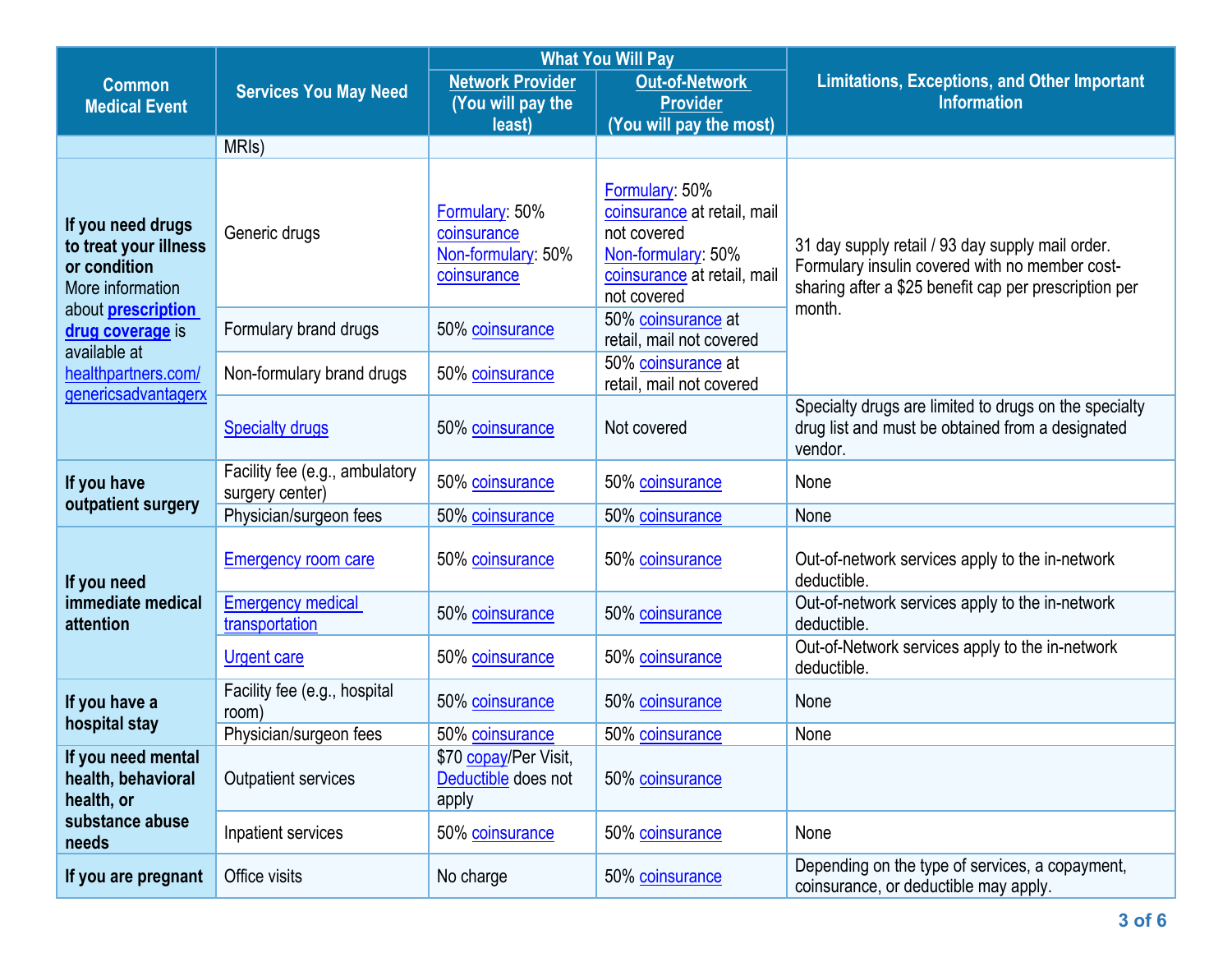| Common Medical Event | Services You May Need | What You Will Pay | | Limitations, Exceptions, and Other Important Information |
|---|---|---|---|---|
| | | Network Provider (You will pay the least) | Out-of-Network Provider (You will pay the most) | |
| | MRIs) | | | |
| If you need drugs to treat your illness or condition More information about **prescription drug coverage** is available at healthpartners.com/genericsadvantagerx | Generic drugs | Formulary: 50% coinsurance Non-formulary: 50% coinsurance | Formulary: 50% coinsurance at retail, mail not covered Non-formulary: 50% coinsurance at retail, mail not covered | 31 day supply retail / 93 day supply mail order. Formulary insulin covered with no member cost-sharing after a $25 benefit cap per prescription per month. |
| | Formulary brand drugs | 50% coinsurance | 50% coinsurance at retail, mail not covered | |
| | Non-formulary brand drugs | 50% coinsurance | 50% coinsurance at retail, mail not covered | |
| | Specialty drugs | 50% coinsurance | Not covered | Specialty drugs are limited to drugs on the specialty drug list and must be obtained from a designated vendor. |
| If you have outpatient surgery | Facility fee (e.g., ambulatory surgery center) | 50% coinsurance | 50% coinsurance | None |
| | Physician/surgeon fees | 50% coinsurance | 50% coinsurance | None |
| If you need immediate medical attention | Emergency room care | 50% coinsurance | 50% coinsurance | Out-of-network services apply to the in-network deductible. |
| | Emergency medical transportation | 50% coinsurance | 50% coinsurance | Out-of-network services apply to the in-network deductible. |
| | Urgent care | 50% coinsurance | 50% coinsurance | Out-of-Network services apply to the in-network deductible. |
| If you have a hospital stay | Facility fee (e.g., hospital room) | 50% coinsurance | 50% coinsurance | None |
| | Physician/surgeon fees | 50% coinsurance | 50% coinsurance | None |
| If you need mental health, behavioral health, or substance abuse needs | Outpatient services | $70 copay/Per Visit, Deductible does not apply | 50% coinsurance | |
| | Inpatient services | 50% coinsurance | 50% coinsurance | None |
| If you are pregnant | Office visits | No charge | 50% coinsurance | Depending on the type of services, a copayment, coinsurance, or deductible may apply. |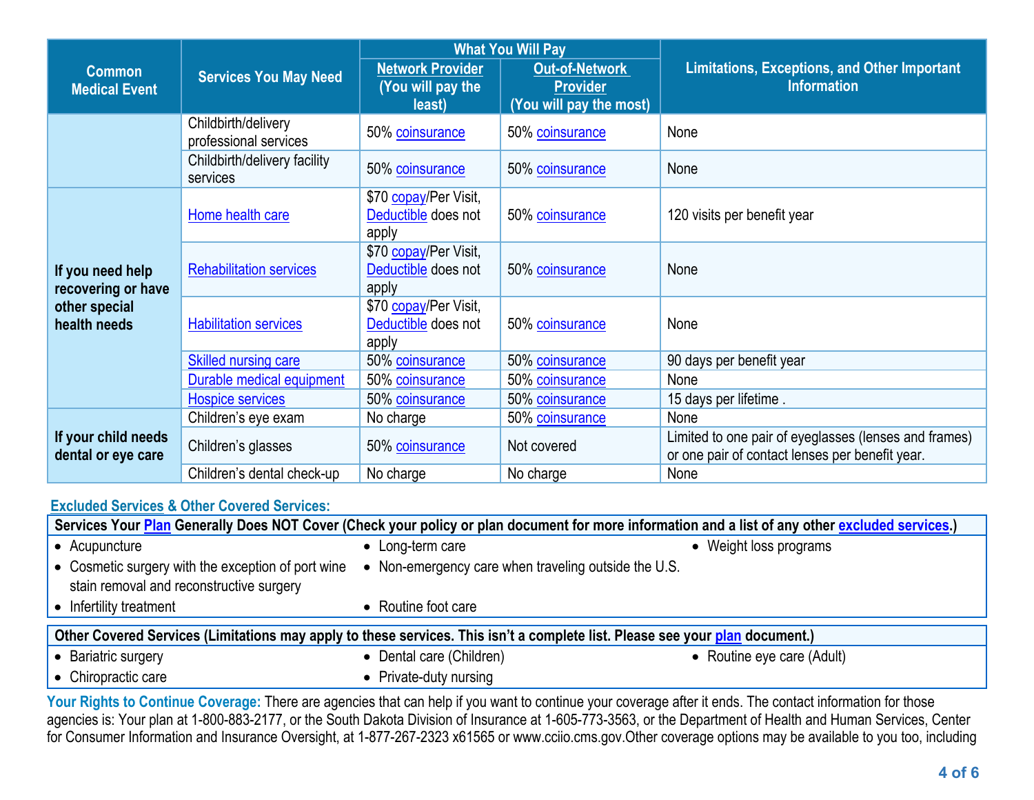| Common Medical Event | Services You May Need | What You Will Pay | | Limitations, Exceptions, and Other Important Information |
|---|---|---|---|---|
| | | Network Provider (You will pay the least) | Out-of-Network Provider (You will pay the most) | |
| | Childbirth/delivery professional services | 50% coinsurance | 50% coinsurance | None |
| | Childbirth/delivery facility services | 50% coinsurance | 50% coinsurance | None |
| If you need help recovering or have other special health needs | Home health care | $70 copay/Per Visit, Deductible does not apply | 50% coinsurance | 120 visits per benefit year |
| | Rehabilitation services | $70 copay/Per Visit, Deductible does not apply | 50% coinsurance | None |
| | Habilitation services | $70 copay/Per Visit, Deductible does not apply | 50% coinsurance | None |
| | Skilled nursing care | 50% coinsurance | 50% coinsurance | 90 days per benefit year |
| | Durable medical equipment | 50% coinsurance | 50% coinsurance | None |
| | Hospice services | 50% coinsurance | 50% coinsurance | 15 days per lifetime . |
| If your child needs dental or eye care | Children's eye exam | No charge | 50% coinsurance | None |
| | Children's glasses | 50% coinsurance | Not covered | Limited to one pair of eyeglasses (lenses and frames) or one pair of contact lenses per benefit year. |
| | Children's dental check-up | No charge | No charge | None |

## Excluded Services & Other Covered Services:

**Services Your Plan Generally Does NOT Cover (Check your policy or plan document for more information and a list of any other excluded services.)**

- Acupuncture
- Cosmetic surgery with the exception of port wine stain removal and reconstructive surgery
- Infertility treatment
- Long-term care
- Non-emergency care when traveling outside the U.S.
- Routine foot care
- Weight loss programs

**Other Covered Services (Limitations may apply to these services. This isn't a complete list. Please see your plan document.)**

- Bariatric surgery
- Chiropractic care
- Dental care (Children)
- Private-duty nursing
- Routine eye care (Adult)

**Your Rights to Continue Coverage:** There are agencies that can help if you want to continue your coverage after it ends. The contact information for those agencies is: Your plan at 1-800-883-2177, or the South Dakota Division of Insurance at 1-605-773-3563, or the Department of Health and Human Services, Center for Consumer Information and Insurance Oversight, at 1-877-267-2323 x61565 or www.cciio.cms.gov.Other coverage options may be available to you too, including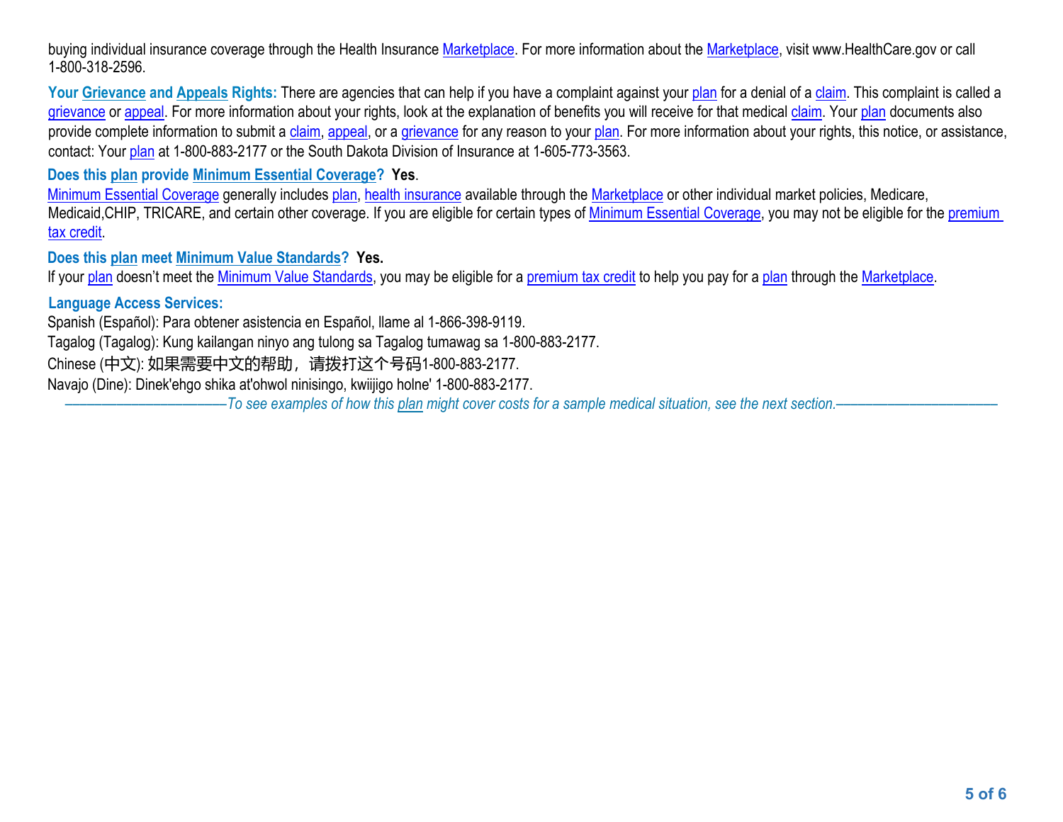buying individual insurance coverage through the Health Insurance Marketplace. For more information about the Marketplace, visit www.HealthCare.gov or call 1-800-318-2596.

**Your Grievance and Appeals Rights:** There are agencies that can help if you have a complaint against your plan for a denial of a claim. This complaint is called a grievance or appeal. For more information about your rights, look at the explanation of benefits you will receive for that medical claim. Your plan documents also provide complete information to submit a claim, appeal, or a grievance for any reason to your plan. For more information about your rights, this notice, or assistance, contact: Your plan at 1-800-883-2177 or the South Dakota Division of Insurance at 1-605-773-3563.

**Does this plan provide Minimum Essential Coverage? Yes.**

Minimum Essential Coverage generally includes plan, health insurance available through the Marketplace or other individual market policies, Medicare, Medicaid,CHIP, TRICARE, and certain other coverage. If you are eligible for certain types of Minimum Essential Coverage, you may not be eligible for the premium tax credit.

**Does this plan meet Minimum Value Standards? Yes.**

If your plan doesn't meet the Minimum Value Standards, you may be eligible for a premium tax credit to help you pay for a plan through the Marketplace.

**Language Access Services:**

Spanish (Español): Para obtener asistencia en Español, llame al 1-866-398-9119.

Tagalog (Tagalog): Kung kailangan ninyo ang tulong sa Tagalog tumawag sa 1-800-883-2177.

Chinese (中文): 如果需要中文的帮助，请拨打这个号码1-800-883-2177.

Navajo (Dine): Dinek'ehgo shika at'ohwol ninisingo, kwiijigo holne' 1-800-883-2177.

*——————————To see examples of how this plan might cover costs for a sample medical situation, see the next section.——————————*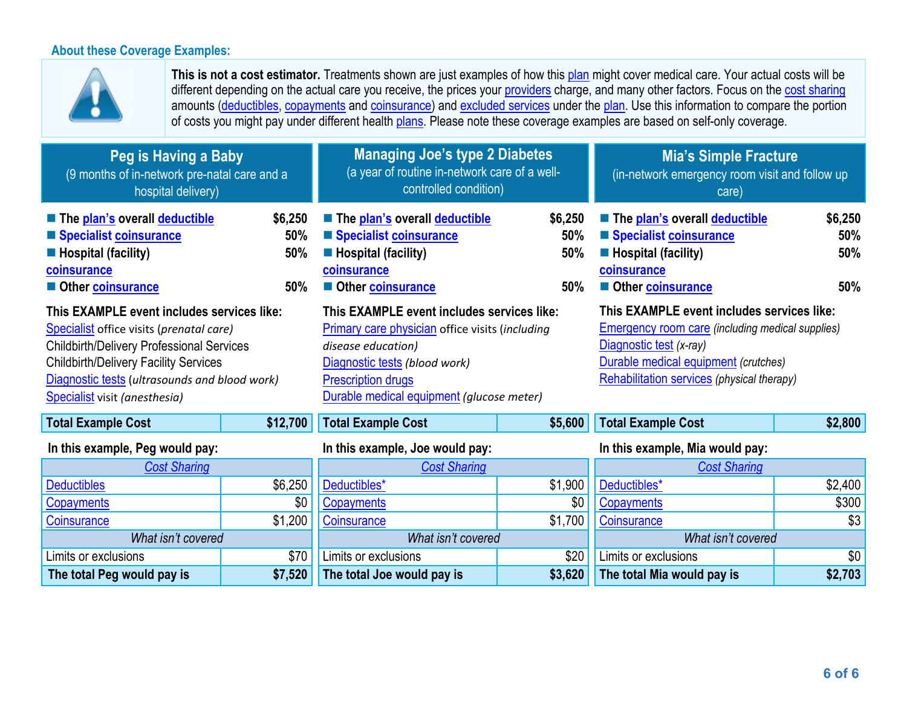### About these Coverage Examples:

**This is not a cost estimator.** Treatments shown are just examples of how this plan might cover medical care. Your actual costs will be different depending on the actual care you receive, the prices your providers charge, and many other factors. Focus on the cost sharing amounts (deductibles, copayments and coinsurance) and excluded services under the plan. Use this information to compare the portion of costs you might pay under different health plans. Please note these coverage examples are based on self-only coverage.

## Peg is Having a Baby
(9 months of in-network pre-natal care and a hospital delivery)

- **The plan's overall deductible** **$6,250**
- **Specialist coinsurance** **50%**
- **Hospital (facility) coinsurance** **50%**
- **Other coinsurance** **50%**

**This EXAMPLE event includes services like:**
Specialist office visits (*prenatal care)*
Childbirth/Delivery Professional Services
Childbirth/Delivery Facility Services
Diagnostic tests (*ultrasounds and blood work)*
Specialist visit *(anesthesia)*

| **Total Example Cost** | **$12,700** |
|---|---|

**In this example, Peg would pay:**

| *Cost Sharing* | |
|---|---|
| Deductibles | $6,250 |
| Copayments | $0 |
| Coinsurance | $1,200 |
| *What isn't covered* | |
| Limits or exclusions | $70 |
| **The total Peg would pay is** | **$7,520** |

## Managing Joe's type 2 Diabetes
(a year of routine in-network care of a well-controlled condition)

- **The plan's overall deductible** **$6,250**
- **Specialist coinsurance** **50%**
- **Hospital (facility) coinsurance** **50%**
- **Other coinsurance** **50%**

**This EXAMPLE event includes services like:**
Primary care physician office visits (*including disease education)*
Diagnostic tests *(blood work)*
Prescription drugs
Durable medical equipment *(glucose meter)*

| **Total Example Cost** | **$5,600** |
|---|---|

**In this example, Joe would pay:**

| *Cost Sharing* | |
|---|---|
| Deductibles* | $1,900 |
| Copayments | $0 |
| Coinsurance | $1,700 |
| *What isn't covered* | |
| Limits or exclusions | $20 |
| **The total Joe would pay is** | **$3,620** |

## Mia's Simple Fracture
(in-network emergency room visit and follow up care)

- **The plan's overall deductible** **$6,250**
- **Specialist coinsurance** **50%**
- **Hospital (facility) coinsurance** **50%**
- **Other coinsurance** **50%**

**This EXAMPLE event includes services like:**
Emergency room care *(including medical supplies)*
Diagnostic test *(x-ray)*
Durable medical equipment *(crutches)*
Rehabilitation services *(physical therapy)*

| **Total Example Cost** | **$2,800** |
|---|---|

**In this example, Mia would pay:**

| *Cost Sharing* | |
|---|---|
| Deductibles* | $2,400 |
| Copayments | $300 |
| Coinsurance | $3 |
| *What isn't covered* | |
| Limits or exclusions | $0 |
| **The total Mia would pay is** | **$2,703** |